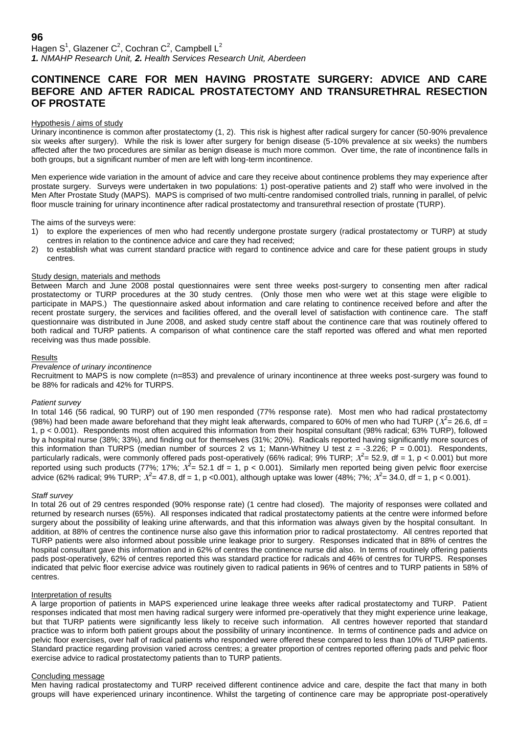**96**

Hagen S[1], Glazener C[2], Cochran C[2], Campbell L[2]

***1.** NMAHP Research Unit, **2.** Health Services Research Unit, Aberdeen*

# CONTINENCE CARE FOR MEN HAVING PROSTATE SURGERY: ADVICE AND CARE BEFORE AND AFTER RADICAL PROSTATECTOMY AND TRANSURETHRAL RESECTION OF PROSTATE

## Hypothesis / aims of study

Urinary incontinence is common after prostatectomy (1, 2). This risk is highest after radical surgery for cancer (50-90% prevalence six weeks after surgery). While the risk is lower after surgery for benign disease (5-10% prevalence at six weeks) the numbers affected after the two procedures are similar as benign disease is much more common. Over time, the rate of incontinence falls in both groups, but a significant number of men are left with long-term incontinence.

Men experience wide variation in the amount of advice and care they receive about continence problems they may experience after prostate surgery. Surveys were undertaken in two populations: 1) post-operative patients and 2) staff who were involved in the Men After Prostate Study (MAPS). MAPS is comprised of two multi-centre randomised controlled trials, running in parallel, of pelvic floor muscle training for urinary incontinence after radical prostatectomy and transurethral resection of prostate (TURP).

The aims of the surveys were:

1) to explore the experiences of men who had recently undergone prostate surgery (radical prostatectomy or TURP) at study centres in relation to the continence advice and care they had received;
2) to establish what was current standard practice with regard to continence advice and care for these patient groups in study centres.

## Study design, materials and methods

Between March and June 2008 postal questionnaires were sent three weeks post-surgery to consenting men after radical prostatectomy or TURP procedures at the 30 study centres. (Only those men who were wet at this stage were eligible to participate in MAPS.) The questionnaire asked about information and care relating to continence received before and after the recent prostate surgery, the services and facilities offered, and the overall level of satisfaction with continence care. The staff questionnaire was distributed in June 2008, and asked study centre staff about the continence care that was routinely offered to both radical and TURP patients. A comparison of what continence care the staff reported was offered and what men reported receiving was thus made possible.

## Results

### *Prevalence of urinary incontinence*

Recruitment to MAPS is now complete (n=853) and prevalence of urinary incontinence at three weeks post-surgery was found to be 88% for radicals and 42% for TURPS.

### *Patient survey*

In total 146 (56 radical, 90 TURP) out of 190 men responded (77% response rate). Most men who had radical prostatectomy (98%) had been made aware beforehand that they might leak afterwards, compared to 60% of men who had TURP ($X^2$= 26.6, df = 1, p < 0.001). Respondents most often acquired this information from their hospital consultant (98% radical; 63% TURP), followed by a hospital nurse (38%; 33%), and finding out for themselves (31%; 20%). Radicals reported having significantly more sources of this information than TURPS (median number of sources 2 vs 1; Mann-Whitney U test z = -3.226; P = 0.001). Respondents, particularly radicals, were commonly offered pads post-operatively (66% radical; 9% TURP; $X^2$= 52.9, df = 1, p < 0.001) but more reported using such products (77%; 17%; $X^2$= 52.1 df = 1, p < 0.001). Similarly men reported being given pelvic floor exercise advice (62% radical; 9% TURP; $X^2$= 47.8, df = 1, p <0.001), although uptake was lower (48%; 7%; $X^2$= 34.0, df = 1, p < 0.001).

### *Staff survey*

In total 26 out of 29 centres responded (90% response rate) (1 centre had closed). The majority of responses were collated and returned by research nurses (65%). All responses indicated that radical prostatectomy patients at the centre were informed before surgery about the possibility of leaking urine afterwards, and that this information was always given by the hospital consultant. In addition, at 88% of centres the continence nurse also gave this information prior to radical prostatectomy. All centres reported that TURP patients were also informed about possible urine leakage prior to surgery. Responses indicated that in 88% of centres the hospital consultant gave this information and in 62% of centres the continence nurse did also. In terms of routinely offering patients pads post-operatively, 62% of centres reported this was standard practice for radicals and 46% of centres for TURPS. Responses indicated that pelvic floor exercise advice was routinely given to radical patients in 96% of centres and to TURP patients in 58% of centres.

## Interpretation of results

A large proportion of patients in MAPS experienced urine leakage three weeks after radical prostatectomy and TURP. Patient responses indicated that most men having radical surgery were informed pre-operatively that they might experience urine leakage, but that TURP patients were significantly less likely to receive such information. All centres however reported that standard practice was to inform both patient groups about the possibility of urinary incontinence. In terms of continence pads and advice on pelvic floor exercises, over half of radical patients who responded were offered these compared to less than 10% of TURP patients. Standard practice regarding provision varied across centres; a greater proportion of centres reported offering pads and pelvic floor exercise advice to radical prostatectomy patients than to TURP patients.

## Concluding message

Men having radical prostatectomy and TURP received different continence advice and care, despite the fact that many in both groups will have experienced urinary incontinence. Whilst the targeting of continence care may be appropriate post-operatively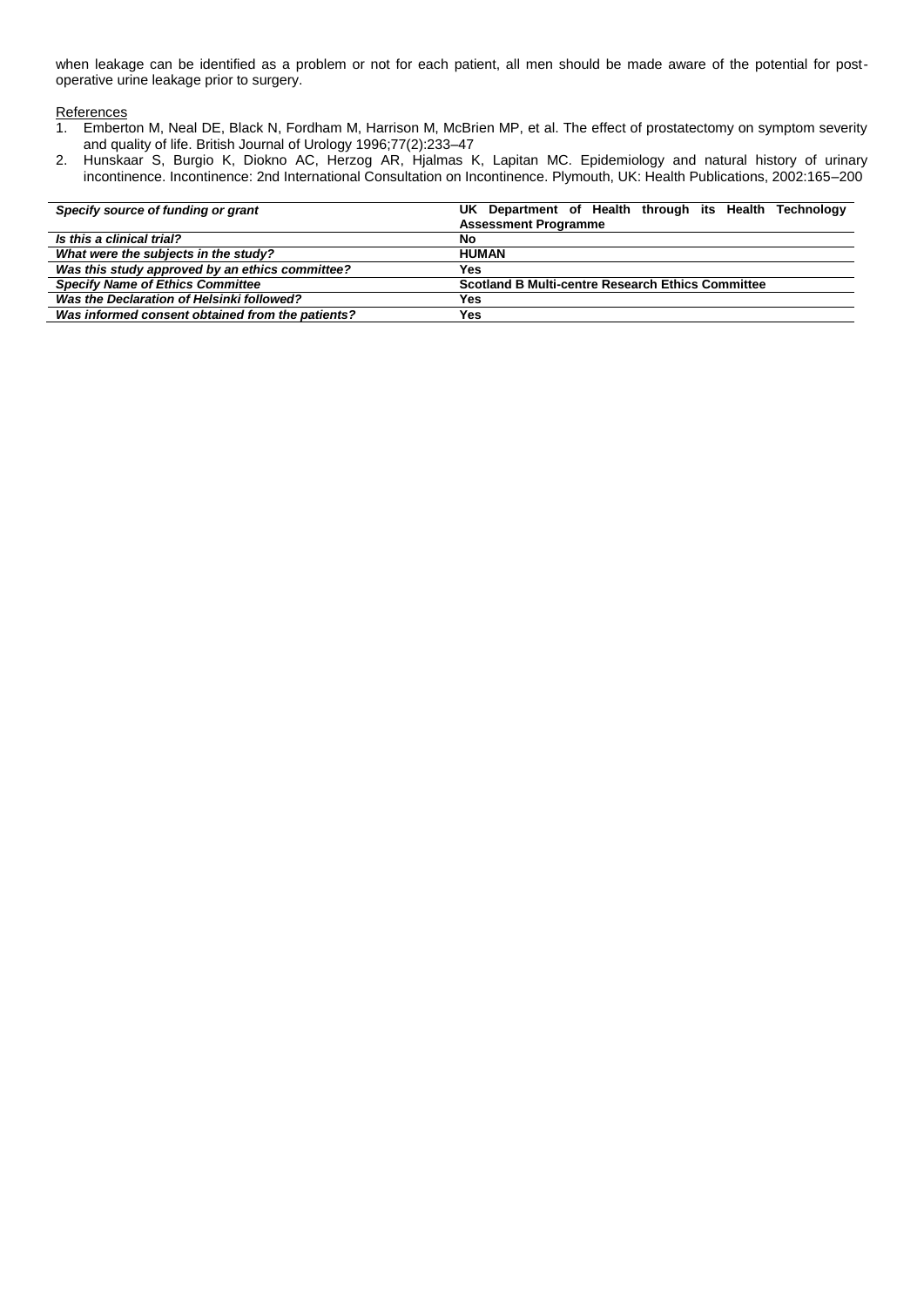when leakage can be identified as a problem or not for each patient, all men should be made aware of the potential for post-operative urine leakage prior to surgery.

References

1. Emberton M, Neal DE, Black N, Fordham M, Harrison M, McBrien MP, et al. The effect of prostatectomy on symptom severity and quality of life. British Journal of Urology 1996;77(2):233–47
2. Hunskaar S, Burgio K, Diokno AC, Herzog AR, Hjalmas K, Lapitan MC. Epidemiology and natural history of urinary incontinence. Incontinence: 2nd International Consultation on Incontinence. Plymouth, UK: Health Publications, 2002:165–200

| | |
|---|---|
| ***Specify source of funding or grant*** | **UK Department of Health through its Health Technology Assessment Programme** |
| ***Is this a clinical trial?*** | **No** |
| ***What were the subjects in the study?*** | **HUMAN** |
| ***Was this study approved by an ethics committee?*** | **Yes** |
| ***Specify Name of Ethics Committee*** | **Scotland B Multi-centre Research Ethics Committee** |
| ***Was the Declaration of Helsinki followed?*** | **Yes** |
| ***Was informed consent obtained from the patients?*** | **Yes** |